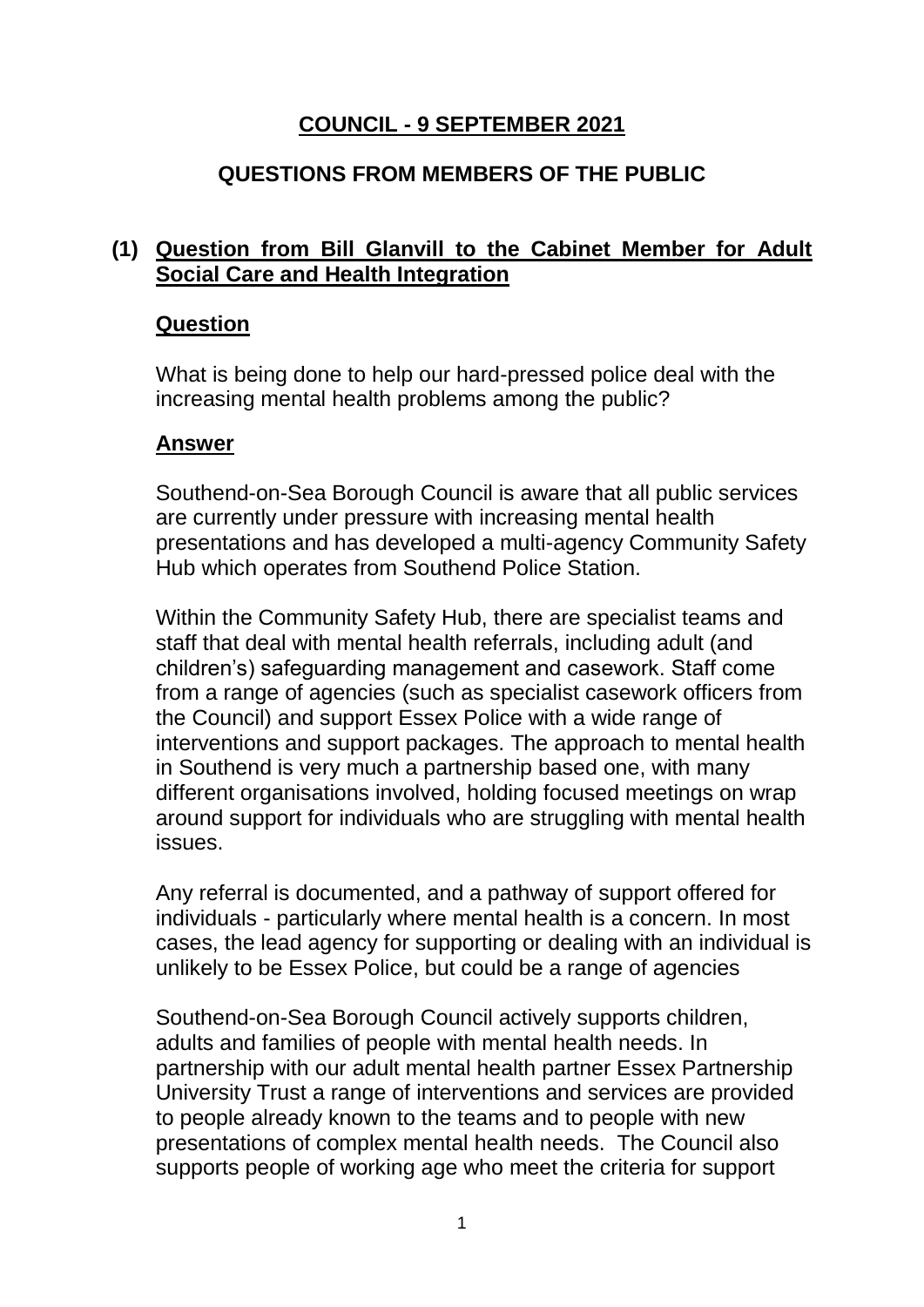# **COUNCIL - 9 SEPTEMBER 2021**

## **QUESTIONS FROM MEMBERS OF THE PUBLIC**

### **(1) Question from Bill Glanvill to the Cabinet Member for Adult Social Care and Health Integration**

#### **Question**

What is being done to help our hard-pressed police deal with the increasing mental health problems among the public?

#### **Answer**

Southend-on-Sea Borough Council is aware that all public services are currently under pressure with increasing mental health presentations and has developed a multi-agency Community Safety Hub which operates from Southend Police Station.

Within the Community Safety Hub, there are specialist teams and staff that deal with mental health referrals, including adult (and children's) safeguarding management and casework. Staff come from a range of agencies (such as specialist casework officers from the Council) and support Essex Police with a wide range of interventions and support packages. The approach to mental health in Southend is very much a partnership based one, with many different organisations involved, holding focused meetings on wrap around support for individuals who are struggling with mental health issues.

Any referral is documented, and a pathway of support offered for individuals - particularly where mental health is a concern. In most cases, the lead agency for supporting or dealing with an individual is unlikely to be Essex Police, but could be a range of agencies

Southend-on-Sea Borough Council actively supports children, adults and families of people with mental health needs. In partnership with our adult mental health partner Essex Partnership University Trust a range of interventions and services are provided to people already known to the teams and to people with new presentations of complex mental health needs. The Council also supports people of working age who meet the criteria for support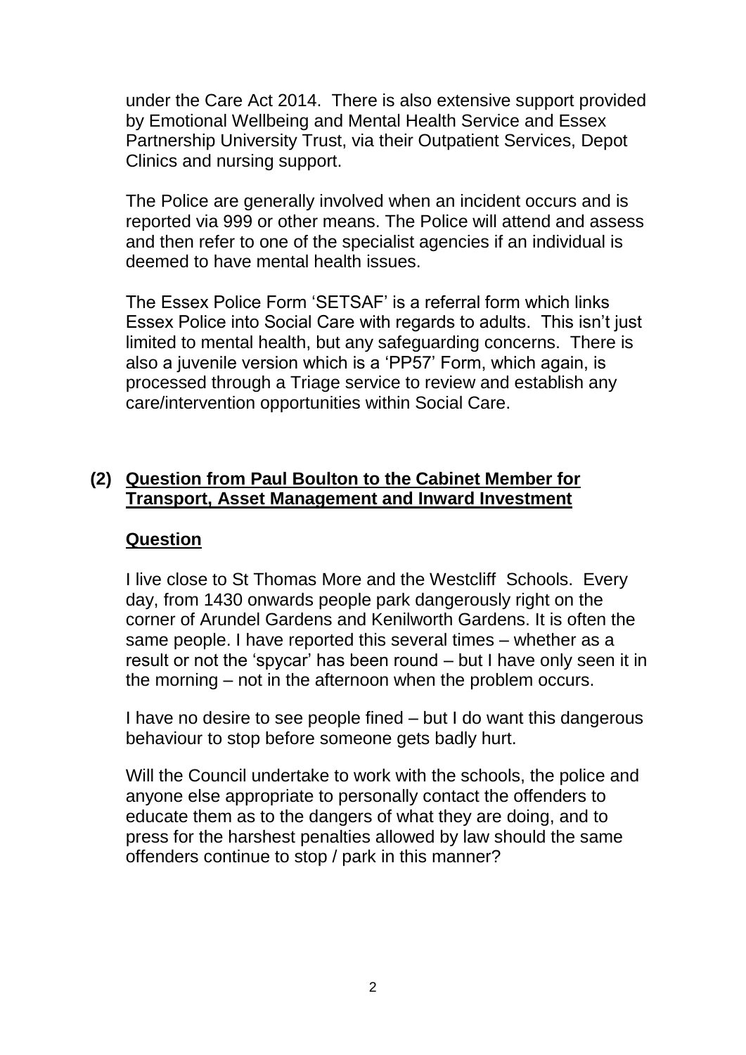under the Care Act 2014. There is also extensive support provided by Emotional Wellbeing and Mental Health Service and Essex Partnership University Trust, via their Outpatient Services, Depot Clinics and nursing support.

The Police are generally involved when an incident occurs and is reported via 999 or other means. The Police will attend and assess and then refer to one of the specialist agencies if an individual is deemed to have mental health issues.

The Essex Police Form 'SETSAF' is a referral form which links Essex Police into Social Care with regards to adults. This isn't just limited to mental health, but any safeguarding concerns. There is also a juvenile version which is a 'PP57' Form, which again, is processed through a Triage service to review and establish any care/intervention opportunities within Social Care.

**(2) Question from Paul Boulton to the Cabinet Member for Transport, Asset Management and Inward Investment**

**Question**

I live close to St Thomas More and the Westcliff Schools. Every day, from 1430 onwards people park dangerously right on the corner of Arundel Gardens and Kenilworth Gardens. It is often the same people. I have reported this several times – whether as a result or not the 'spycar' has been round – but I have only seen it in the morning – not in the afternoon when the problem occurs.

I have no desire to see people fined – but I do want this dangerous behaviour to stop before someone gets badly hurt.

Will the Council undertake to work with the schools, the police and anyone else appropriate to personally contact the offenders to educate them as to the dangers of what they are doing, and to press for the harshest penalties allowed by law should the same offenders continue to stop / park in this manner?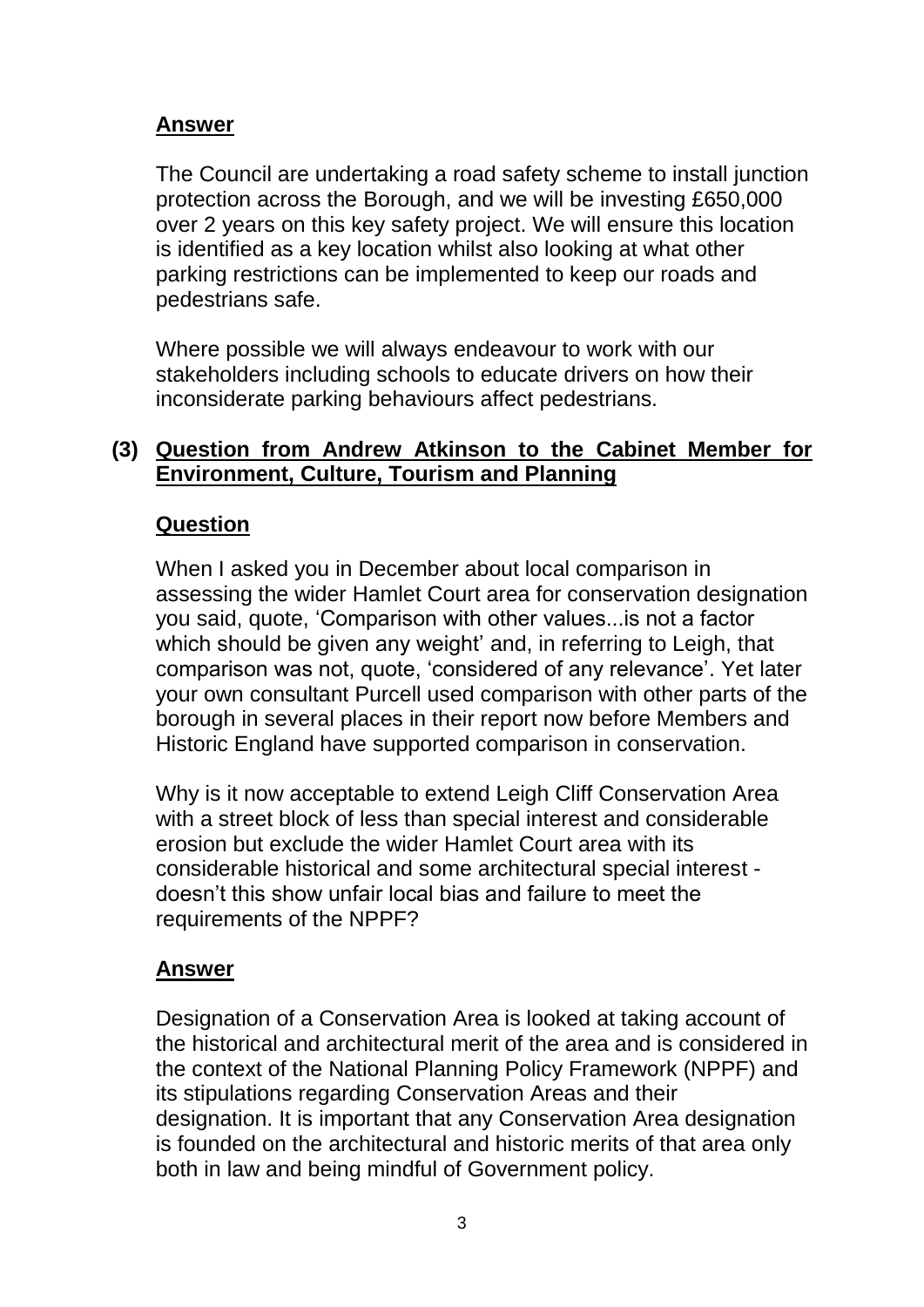**Answer**

The Council are undertaking a road safety scheme to install junction protection across the Borough, and we will be investing £650,000 over 2 years on this key safety project. We will ensure this location is identified as a key location whilst also looking at what other parking restrictions can be implemented to keep our roads and pedestrians safe.

Where possible we will always endeavour to work with our stakeholders including schools to educate drivers on how their inconsiderate parking behaviours affect pedestrians.

**(3) Question from Andrew Atkinson to the Cabinet Member for Environment, Culture, Tourism and Planning**

**Question**

When I asked you in December about local comparison in assessing the wider Hamlet Court area for conservation designation you said, quote, 'Comparison with other values...is not a factor which should be given any weight' and, in referring to Leigh, that comparison was not, quote, 'considered of any relevance'. Yet later your own consultant Purcell used comparison with other parts of the borough in several places in their report now before Members and Historic England have supported comparison in conservation.

Why is it now acceptable to extend Leigh Cliff Conservation Area with a street block of less than special interest and considerable erosion but exclude the wider Hamlet Court area with its considerable historical and some architectural special interest - doesn't this show unfair local bias and failure to meet the requirements of the NPPF?

**Answer**

Designation of a Conservation Area is looked at taking account of the historical and architectural merit of the area and is considered in the context of the National Planning Policy Framework (NPPF) and its stipulations regarding Conservation Areas and their designation. It is important that any Conservation Area designation is founded on the architectural and historic merits of that area only both in law and being mindful of Government policy.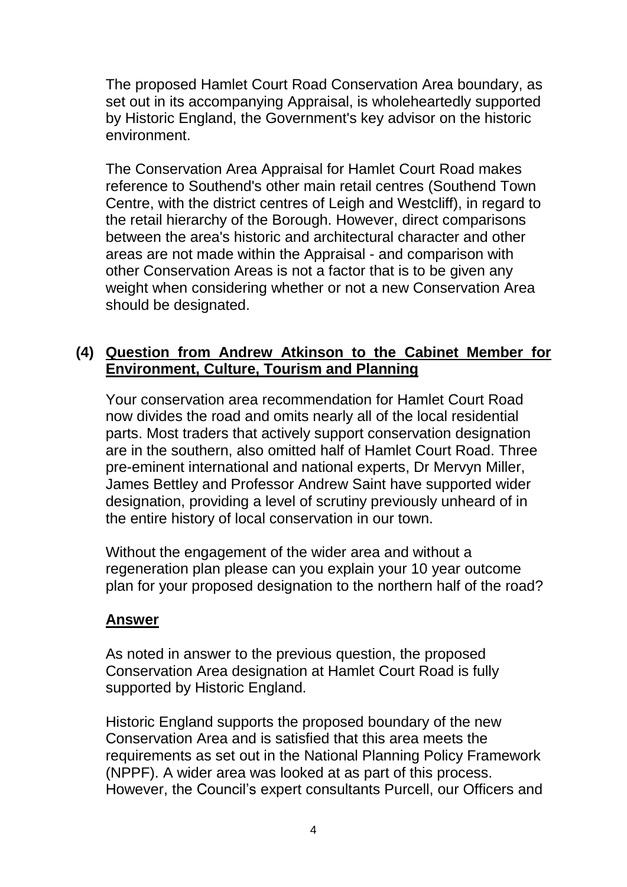The proposed Hamlet Court Road Conservation Area boundary, as set out in its accompanying Appraisal, is wholeheartedly supported by Historic England, the Government's key advisor on the historic environment.

The Conservation Area Appraisal for Hamlet Court Road makes reference to Southend's other main retail centres (Southend Town Centre, with the district centres of Leigh and Westcliff), in regard to the retail hierarchy of the Borough. However, direct comparisons between the area's historic and architectural character and other areas are not made within the Appraisal - and comparison with other Conservation Areas is not a factor that is to be given any weight when considering whether or not a new Conservation Area should be designated.

### (4) Question from Andrew Atkinson to the Cabinet Member for Environment, Culture, Tourism and Planning

Your conservation area recommendation for Hamlet Court Road now divides the road and omits nearly all of the local residential parts. Most traders that actively support conservation designation are in the southern, also omitted half of Hamlet Court Road. Three pre-eminent international and national experts, Dr Mervyn Miller, James Bettley and Professor Andrew Saint have supported wider designation, providing a level of scrutiny previously unheard of in the entire history of local conservation in our town.

Without the engagement of the wider area and without a regeneration plan please can you explain your 10 year outcome plan for your proposed designation to the northern half of the road?

**Answer**

As noted in answer to the previous question, the proposed Conservation Area designation at Hamlet Court Road is fully supported by Historic England.

Historic England supports the proposed boundary of the new Conservation Area and is satisfied that this area meets the requirements as set out in the National Planning Policy Framework (NPPF). A wider area was looked at as part of this process. However, the Council's expert consultants Purcell, our Officers and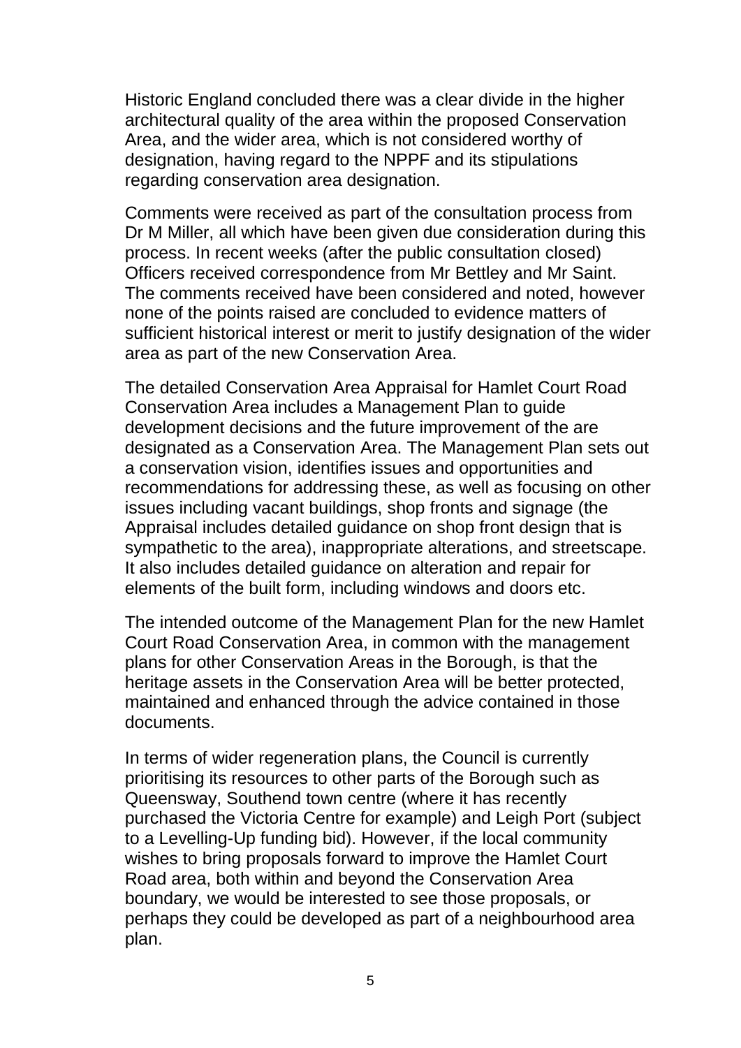Historic England concluded there was a clear divide in the higher architectural quality of the area within the proposed Conservation Area, and the wider area, which is not considered worthy of designation, having regard to the NPPF and its stipulations regarding conservation area designation.

Comments were received as part of the consultation process from Dr M Miller, all which have been given due consideration during this process. In recent weeks (after the public consultation closed) Officers received correspondence from Mr Bettley and Mr Saint. The comments received have been considered and noted, however none of the points raised are concluded to evidence matters of sufficient historical interest or merit to justify designation of the wider area as part of the new Conservation Area.

The detailed Conservation Area Appraisal for Hamlet Court Road Conservation Area includes a Management Plan to guide development decisions and the future improvement of the are designated as a Conservation Area. The Management Plan sets out a conservation vision, identifies issues and opportunities and recommendations for addressing these, as well as focusing on other issues including vacant buildings, shop fronts and signage (the Appraisal includes detailed guidance on shop front design that is sympathetic to the area), inappropriate alterations, and streetscape. It also includes detailed guidance on alteration and repair for elements of the built form, including windows and doors etc.

The intended outcome of the Management Plan for the new Hamlet Court Road Conservation Area, in common with the management plans for other Conservation Areas in the Borough, is that the heritage assets in the Conservation Area will be better protected, maintained and enhanced through the advice contained in those documents.

In terms of wider regeneration plans, the Council is currently prioritising its resources to other parts of the Borough such as Queensway, Southend town centre (where it has recently purchased the Victoria Centre for example) and Leigh Port (subject to a Levelling-Up funding bid). However, if the local community wishes to bring proposals forward to improve the Hamlet Court Road area, both within and beyond the Conservation Area boundary, we would be interested to see those proposals, or perhaps they could be developed as part of a neighbourhood area plan.